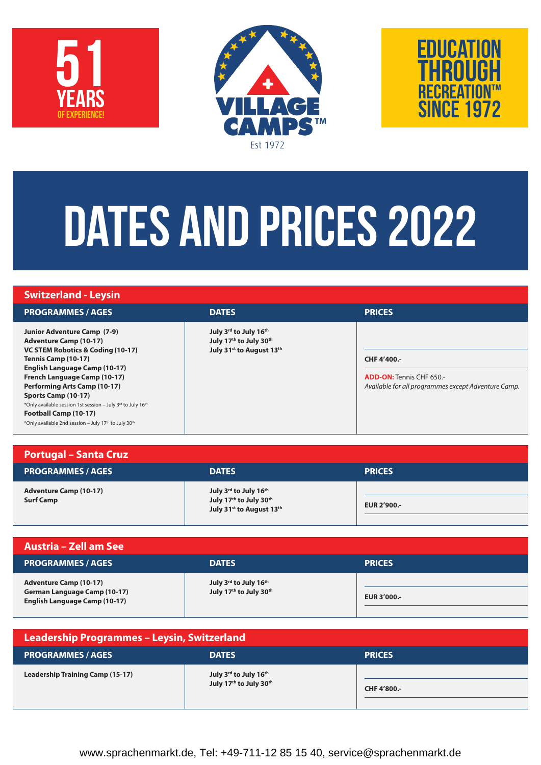51 YEARS OF EXPERIENCE!

VILLAGE CAMPS™ Est 1972

EDUCATION THROUGH RECREATION™ SINCE 1972

# DATES AND PRICES 2022

## Switzerland - Leysin

| PROGRAMMES / AGES | DATES | PRICES |
|---|---|---|
| **Junior Adventure Camp (7-9)**<br>**Adventure Camp (10-17)**<br>**VC STEM Robotics & Coding (10-17)**<br>**Tennis Camp (10-17)**<br>**English Language Camp (10-17)**<br>**French Language Camp (10-17)**<br>**Performing Arts Camp (10-17)**<br>**Sports Camp (10-17)**<br>*Only available session 1st session – July 3rd to July 16th<br>**Football Camp (10-17)**<br>*Only available 2nd session – July 17th to July 30th | **July 3rd to July 16th**<br>**July 17th to July 30th**<br>**July 31st to August 13th** | **CHF 4'400.-**<br>**ADD-ON:** Tennis CHF 650.-<br>*Available for all programmes except Adventure Camp.* |

## Portugal – Santa Cruz

| PROGRAMMES / AGES | DATES | PRICES |
|---|---|---|
| **Adventure Camp (10-17)**<br>**Surf Camp** | **July 3rd to July 16th**<br>**July 17th to July 30th**<br>**July 31st to August 13th** | **EUR 2'900.-** |

## Austria – Zell am See

| PROGRAMMES / AGES | DATES | PRICES |
|---|---|---|
| **Adventure Camp (10-17)**<br>**German Language Camp (10-17)**<br>**English Language Camp (10-17)** | **July 3rd to July 16th**<br>**July 17th to July 30th** | **EUR 3'000.-** |

## Leadership Programmes – Leysin, Switzerland

| PROGRAMMES / AGES | DATES | PRICES |
|---|---|---|
| **Leadership Training Camp (15-17)** | **July 3rd to July 16th**<br>**July 17th to July 30th** | **CHF 4'800.-** |

www.sprachenmarkt.de, Tel: +49-711-12 85 15 40, service@sprachenmarkt.de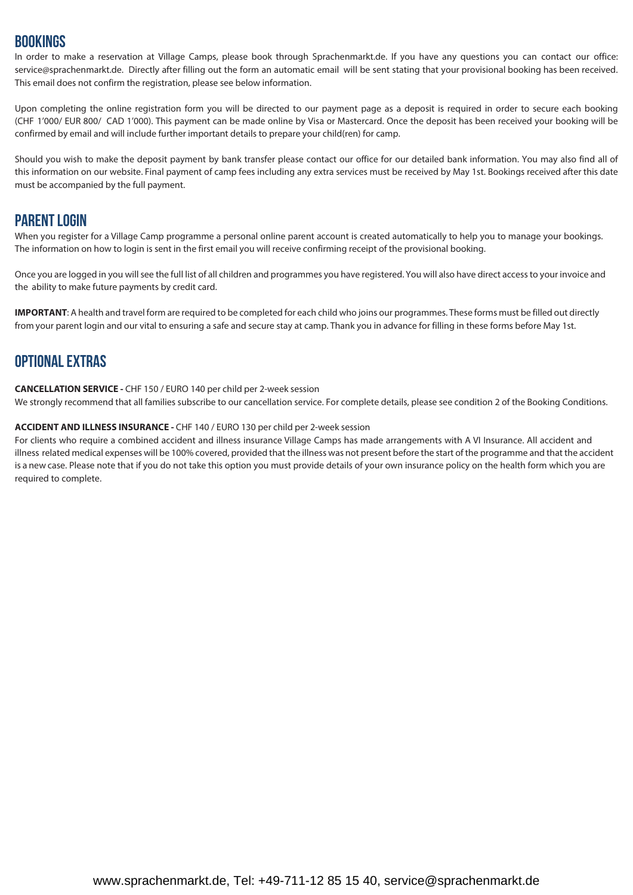## BOOKINGS

In order to make a reservation at Village Camps, please book through Sprachenmarkt.de. If you have any questions you can contact our office: service@sprachenmarkt.de. Directly after filling out the form an automatic email will be sent stating that your provisional booking has been received. This email does not confirm the registration, please see below information.

Upon completing the online registration form you will be directed to our payment page as a deposit is required in order to secure each booking (CHF 1'000/ EUR 800/ CAD 1'000). This payment can be made online by Visa or Mastercard. Once the deposit has been received your booking will be confirmed by email and will include further important details to prepare your child(ren) for camp.

Should you wish to make the deposit payment by bank transfer please contact our office for our detailed bank information. You may also find all of this information on our website. Final payment of camp fees including any extra services must be received by May 1st. Bookings received after this date must be accompanied by the full payment.

## PARENT LOGIN

When you register for a Village Camp programme a personal online parent account is created automatically to help you to manage your bookings. The information on how to login is sent in the first email you will receive confirming receipt of the provisional booking.

Once you are logged in you will see the full list of all children and programmes you have registered. You will also have direct access to your invoice and the ability to make future payments by credit card.

**IMPORTANT**: A health and travel form are required to be completed for each child who joins our programmes. These forms must be filled out directly from your parent login and our vital to ensuring a safe and secure stay at camp. Thank you in advance for filling in these forms before May 1st.

## OPTIONAL EXTRAS

**CANCELLATION SERVICE -** CHF 150 / EURO 140 per child per 2-week session
We strongly recommend that all families subscribe to our cancellation service. For complete details, please see condition 2 of the Booking Conditions.

**ACCIDENT AND ILLNESS INSURANCE -** CHF 140 / EURO 130 per child per 2-week session
For clients who require a combined accident and illness insurance Village Camps has made arrangements with A VI Insurance. All accident and illness related medical expenses will be 100% covered, provided that the illness was not present before the start of the programme and that the accident is a new case. Please note that if you do not take this option you must provide details of your own insurance policy on the health form which you are required to complete.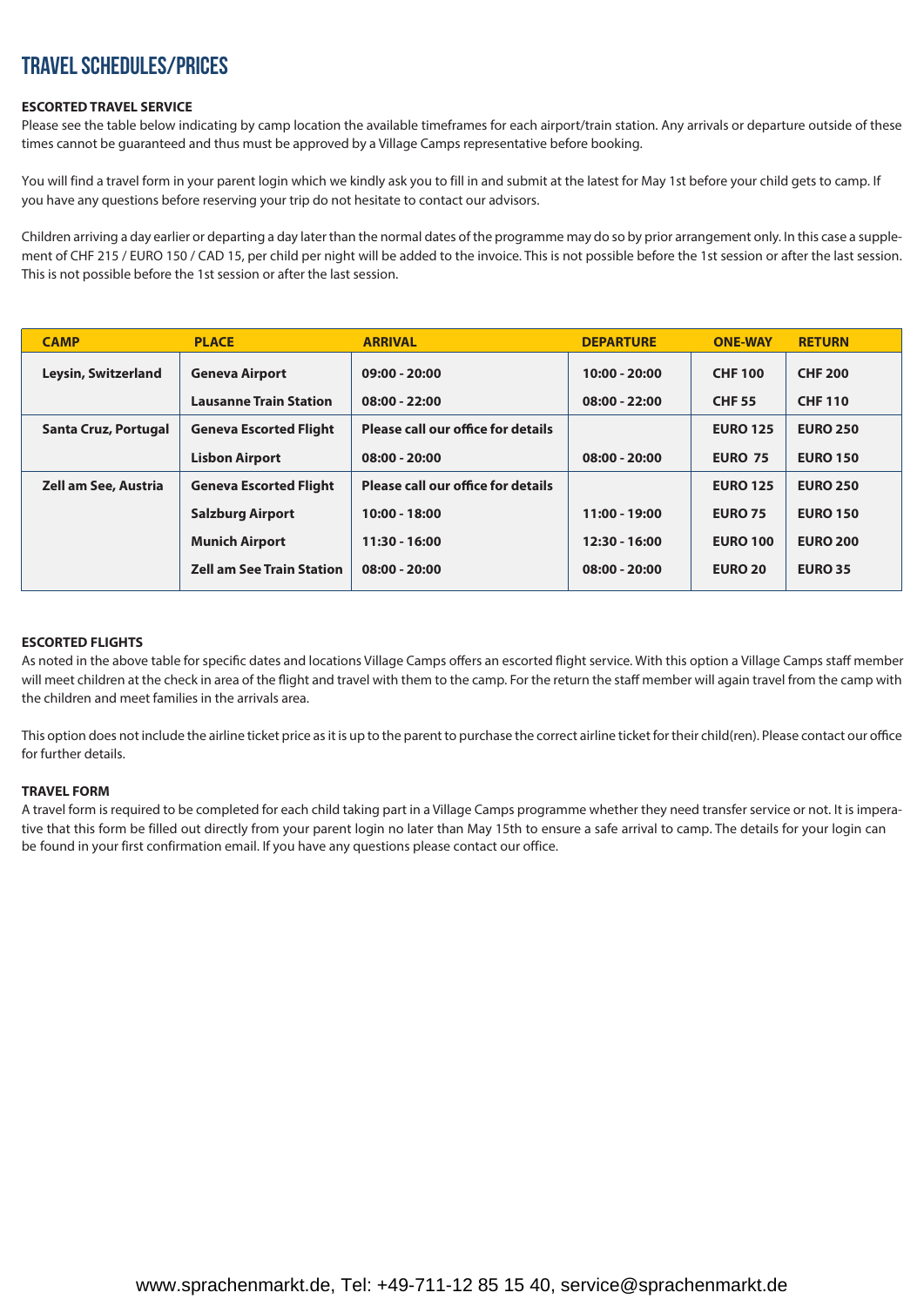# TRAVEL SCHEDULES/PRICES

**ESCORTED TRAVEL SERVICE**

Please see the table below indicating by camp location the available timeframes for each airport/train station. Any arrivals or departure outside of these times cannot be guaranteed and thus must be approved by a Village Camps representative before booking.

You will find a travel form in your parent login which we kindly ask you to fill in and submit at the latest for May 1st before your child gets to camp. If you have any questions before reserving your trip do not hesitate to contact our advisors.

Children arriving a day earlier or departing a day later than the normal dates of the programme may do so by prior arrangement only. In this case a supplement of CHF 215 / EURO 150 / CAD 15, per child per night will be added to the invoice. This is not possible before the 1st session or after the last session. This is not possible before the 1st session or after the last session.

| CAMP | PLACE | ARRIVAL | DEPARTURE | ONE-WAY | RETURN |
|---|---|---|---|---|---|
| **Leysin, Switzerland** | **Geneva Airport** | **09:00 - 20:00** | **10:00 - 20:00** | **CHF 100** | **CHF 200** |
| | **Lausanne Train Station** | **08:00 - 22:00** | **08:00 - 22:00** | **CHF 55** | **CHF 110** |
| **Santa Cruz, Portugal** | **Geneva Escorted Flight** | **Please call our office for details** | | **EURO 125** | **EURO 250** |
| | **Lisbon Airport** | **08:00 - 20:00** | **08:00 - 20:00** | **EURO 75** | **EURO 150** |
| **Zell am See, Austria** | **Geneva Escorted Flight** | **Please call our office for details** | | **EURO 125** | **EURO 250** |
| | **Salzburg Airport** | **10:00 - 18:00** | **11:00 - 19:00** | **EURO 75** | **EURO 150** |
| | **Munich Airport** | **11:30 - 16:00** | **12:30 - 16:00** | **EURO 100** | **EURO 200** |
| | **Zell am See Train Station** | **08:00 - 20:00** | **08:00 - 20:00** | **EURO 20** | **EURO 35** |

**ESCORTED FLIGHTS**

As noted in the above table for specific dates and locations Village Camps offers an escorted flight service. With this option a Village Camps staff member will meet children at the check in area of the flight and travel with them to the camp. For the return the staff member will again travel from the camp with the children and meet families in the arrivals area.

This option does not include the airline ticket price as it is up to the parent to purchase the correct airline ticket for their child(ren). Please contact our office for further details.

**TRAVEL FORM**

A travel form is required to be completed for each child taking part in a Village Camps programme whether they need transfer service or not. It is imperative that this form be filled out directly from your parent login no later than May 15th to ensure a safe arrival to camp. The details for your login can be found in your first confirmation email. If you have any questions please contact our office.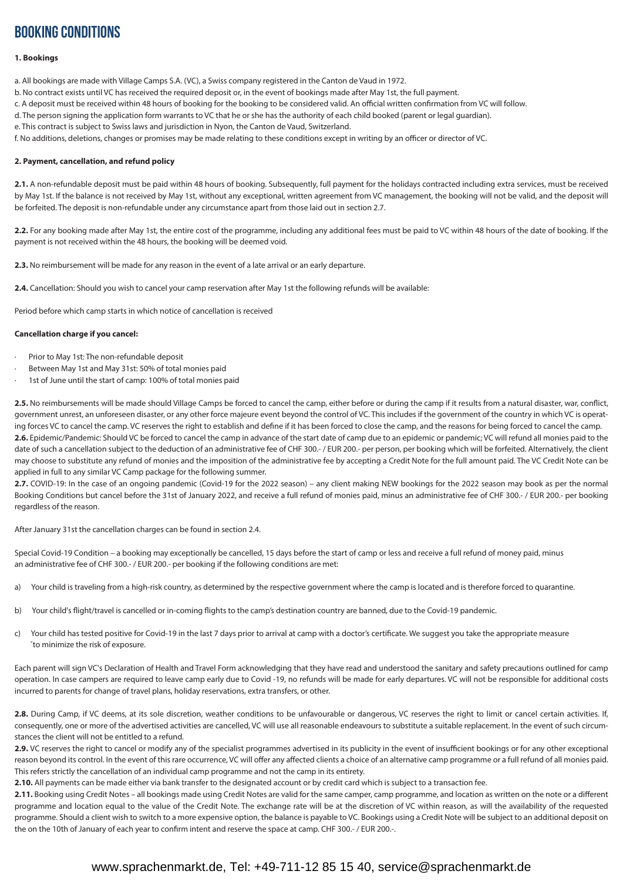# BOOKING CONDITIONS

**1. Bookings**

a. All bookings are made with Village Camps S.A. (VC), a Swiss company registered in the Canton de Vaud in 1972.

b. No contract exists until VC has received the required deposit or, in the event of bookings made after May 1st, the full payment.

c. A deposit must be received within 48 hours of booking for the booking to be considered valid. An official written confirmation from VC will follow.

d. The person signing the application form warrants to VC that he or she has the authority of each child booked (parent or legal guardian).

e. This contract is subject to Swiss laws and jurisdiction in Nyon, the Canton de Vaud, Switzerland.

f. No additions, deletions, changes or promises may be made relating to these conditions except in writing by an officer or director of VC.

**2. Payment, cancellation, and refund policy**

**2.1.** A non-refundable deposit must be paid within 48 hours of booking. Subsequently, full payment for the holidays contracted including extra services, must be received by May 1st. If the balance is not received by May 1st, without any exceptional, written agreement from VC management, the booking will not be valid, and the deposit will be forfeited. The deposit is non-refundable under any circumstance apart from those laid out in section 2.7.

**2.2.** For any booking made after May 1st, the entire cost of the programme, including any additional fees must be paid to VC within 48 hours of the date of booking. If the payment is not received within the 48 hours, the booking will be deemed void.

**2.3.** No reimbursement will be made for any reason in the event of a late arrival or an early departure.

**2.4.** Cancellation: Should you wish to cancel your camp reservation after May 1st the following refunds will be available:

Period before which camp starts in which notice of cancellation is received

**Cancellation charge if you cancel:**

- Prior to May 1st: The non-refundable deposit
- Between May 1st and May 31st: 50% of total monies paid
- 1st of June until the start of camp: 100% of total monies paid

**2.5.** No reimbursements will be made should Village Camps be forced to cancel the camp, either before or during the camp if it results from a natural disaster, war, conflict, government unrest, an unforeseen disaster, or any other force majeure event beyond the control of VC. This includes if the government of the country in which VC is operating forces VC to cancel the camp. VC reserves the right to establish and define if it has been forced to close the camp, and the reasons for being forced to cancel the camp.

**2.6.** Epidemic/Pandemic: Should VC be forced to cancel the camp in advance of the start date of camp due to an epidemic or pandemic; VC will refund all monies paid to the date of such a cancellation subject to the deduction of an administrative fee of CHF 300.- / EUR 200.- per person, per booking which will be forfeited. Alternatively, the client may choose to substitute any refund of monies and the imposition of the administrative fee by accepting a Credit Note for the full amount paid. The VC Credit Note can be applied in full to any similar VC Camp package for the following summer.

**2.7.** COVID-19: In the case of an ongoing pandemic (Covid-19 for the 2022 season) – any client making NEW bookings for the 2022 season may book as per the normal Booking Conditions but cancel before the 31st of January 2022, and receive a full refund of monies paid, minus an administrative fee of CHF 300.- / EUR 200.- per booking regardless of the reason.

After January 31st the cancellation charges can be found in section 2.4.

Special Covid-19 Condition – a booking may exceptionally be cancelled, 15 days before the start of camp or less and receive a full refund of money paid, minus an administrative fee of CHF 300.- / EUR 200.- per booking if the following conditions are met:

a) Your child is traveling from a high-risk country, as determined by the respective government where the camp is located and is therefore forced to quarantine.

b) Your child's flight/travel is cancelled or in-coming flights to the camp's destination country are banned, due to the Covid-19 pandemic.

c) Your child has tested positive for Covid-19 in the last 7 days prior to arrival at camp with a doctor's certificate. We suggest you take the appropriate measure ˜to minimize the risk of exposure.

Each parent will sign VC's Declaration of Health and Travel Form acknowledging that they have read and understood the sanitary and safety precautions outlined for camp operation. In case campers are required to leave camp early due to Covid -19, no refunds will be made for early departures. VC will not be responsible for additional costs incurred to parents for change of travel plans, holiday reservations, extra transfers, or other.

**2.8.** During Camp, if VC deems, at its sole discretion, weather conditions to be unfavourable or dangerous, VC reserves the right to limit or cancel certain activities. If, consequently, one or more of the advertised activities are cancelled, VC will use all reasonable endeavours to substitute a suitable replacement. In the event of such circumstances the client will not be entitled to a refund.

**2.9.** VC reserves the right to cancel or modify any of the specialist programmes advertised in its publicity in the event of insufficient bookings or for any other exceptional reason beyond its control. In the event of this rare occurrence, VC will offer any affected clients a choice of an alternative camp programme or a full refund of all monies paid. This refers strictly the cancellation of an individual camp programme and not the camp in its entirety.

**2.10.** All payments can be made either via bank transfer to the designated account or by credit card which is subject to a transaction fee.

**2.11.** Booking using Credit Notes – all bookings made using Credit Notes are valid for the same camper, camp programme, and location as written on the note or a different programme and location equal to the value of the Credit Note. The exchange rate will be at the discretion of VC within reason, as will the availability of the requested programme. Should a client wish to switch to a more expensive option, the balance is payable to VC. Bookings using a Credit Note will be subject to an additional deposit on the on the 10th of January of each year to confirm intent and reserve the space at camp. CHF 300.- / EUR 200.-.

www.sprachenmarkt.de, Tel: +49-711-12 85 15 40, service@sprachenmarkt.de